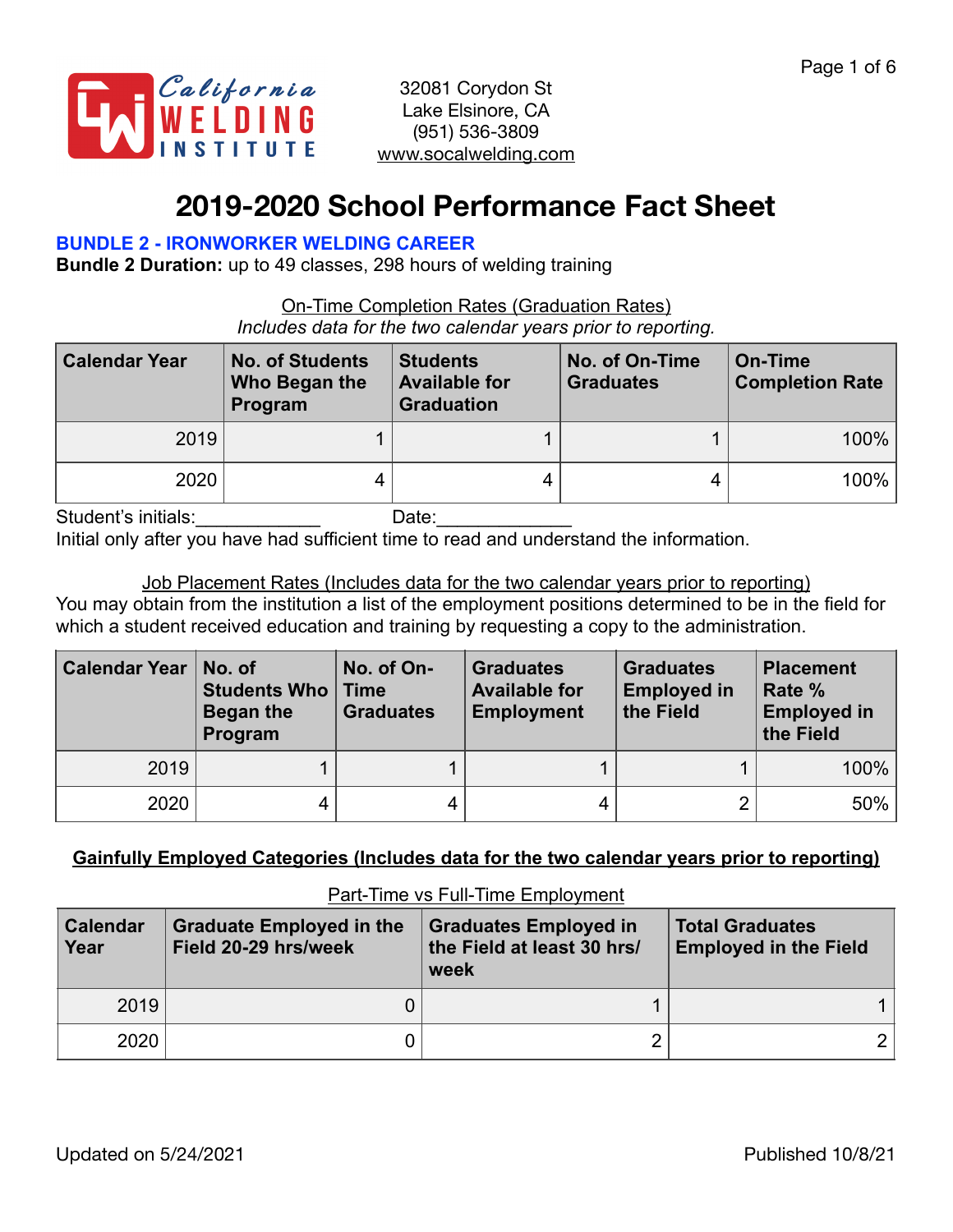32081 Corydon St
Lake Elsinore, CA
(951) 536-3809
www.socalwelding.com

# 2019-2020 School Performance Fact Sheet

**BUNDLE 2 - IRONWORKER WELDING CAREER**

**Bundle 2 Duration:** up to 49 classes, 298 hours of welding training

On-Time Completion Rates (Graduation Rates)

*Includes data for the two calendar years prior to reporting.*

| Calendar Year | No. of Students Who Began the Program | Students Available for Graduation | No. of On-Time Graduates | On-Time Completion Rate |
|---|---|---|---|---|
| 2019 | 1 | 1 | 1 | 100% |
| 2020 | 4 | 4 | 4 | 100% |

Student's initials:____________ Date:_____________

Initial only after you have had sufficient time to read and understand the information.

Job Placement Rates (Includes data for the two calendar years prior to reporting)

You may obtain from the institution a list of the employment positions determined to be in the field for which a student received education and training by requesting a copy to the administration.

| Calendar Year | No. of Students Who Began the Program | No. of On-Time Graduates | Graduates Available for Employment | Graduates Employed in the Field | Placement Rate % Employed in the Field |
|---|---|---|---|---|---|
| 2019 | 1 | 1 | 1 | 1 | 100% |
| 2020 | 4 | 4 | 4 | 2 | 50% |

**Gainfully Employed Categories (Includes data for the two calendar years prior to reporting)**

Part-Time vs Full-Time Employment

| Calendar Year | Graduate Employed in the Field 20-29 hrs/week | Graduates Employed in the Field at least 30 hrs/week | Total Graduates Employed in the Field |
|---|---|---|---|
| 2019 | 0 | 1 | 1 |
| 2020 | 0 | 2 | 2 |

Updated on 5/24/2021 Published 10/8/21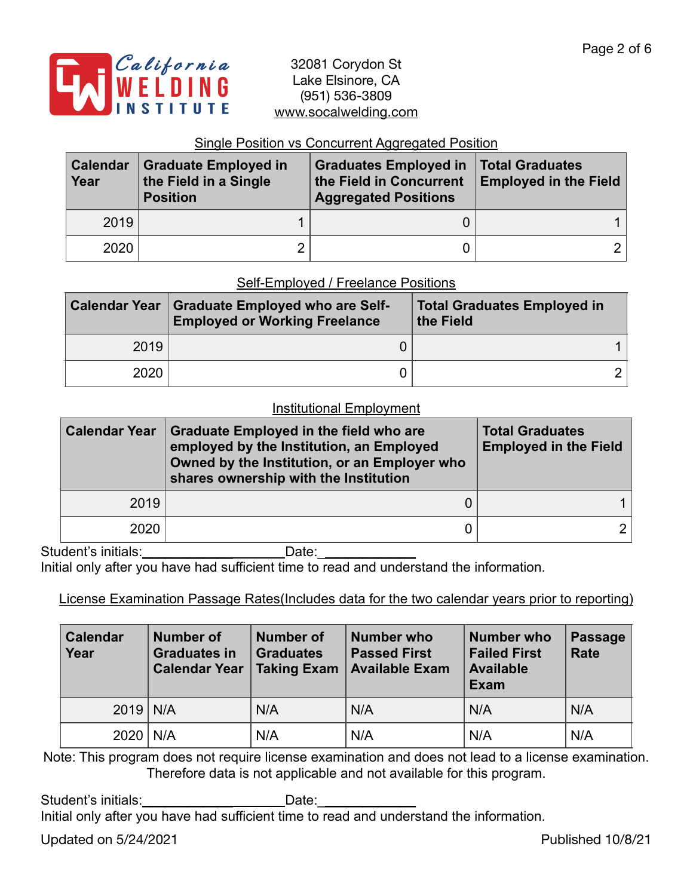California WELDING INSTITUTE

32081 Corydon St
Lake Elsinore, CA
(951) 536-3809
www.socalwelding.com

## Single Position vs Concurrent Aggregated Position

| Calendar Year | Graduate Employed in the Field in a Single Position | Graduates Employed in the Field in Concurrent Aggregated Positions | Total Graduates Employed in the Field |
|---|---|---|---|
| 2019 | 1 | 0 | 1 |
| 2020 | 2 | 0 | 2 |

## Self-Employed / Freelance Positions

| Calendar Year | Graduate Employed who are Self-Employed or Working Freelance | Total Graduates Employed in the Field |
|---|---|---|
| 2019 | 0 | 1 |
| 2020 | 0 | 2 |

## Institutional Employment

| Calendar Year | Graduate Employed in the field who are employed by the Institution, an Employed Owned by the Institution, or an Employer who shares ownership with the Institution | Total Graduates Employed in the Field |
|---|---|---|
| 2019 | 0 | 1 |
| 2020 | 0 | 2 |

Student's initials:____________________Date:____________
Initial only after you have had sufficient time to read and understand the information.

## License Examination Passage Rates(Includes data for the two calendar years prior to reporting)

| Calendar Year | Number of Graduates in Calendar Year | Number of Graduates Taking Exam | Number who Passed First Available Exam | Number who Failed First Available Exam | Passage Rate |
|---|---|---|---|---|---|
| 2019 | N/A | N/A | N/A | N/A | N/A |
| 2020 | N/A | N/A | N/A | N/A | N/A |

Note: This program does not require license examination and does not lead to a license examination. Therefore data is not applicable and not available for this program.

Student's initials:____________________Date:____________
Initial only after you have had sufficient time to read and understand the information.

Updated on 5/24/2021

Published 10/8/21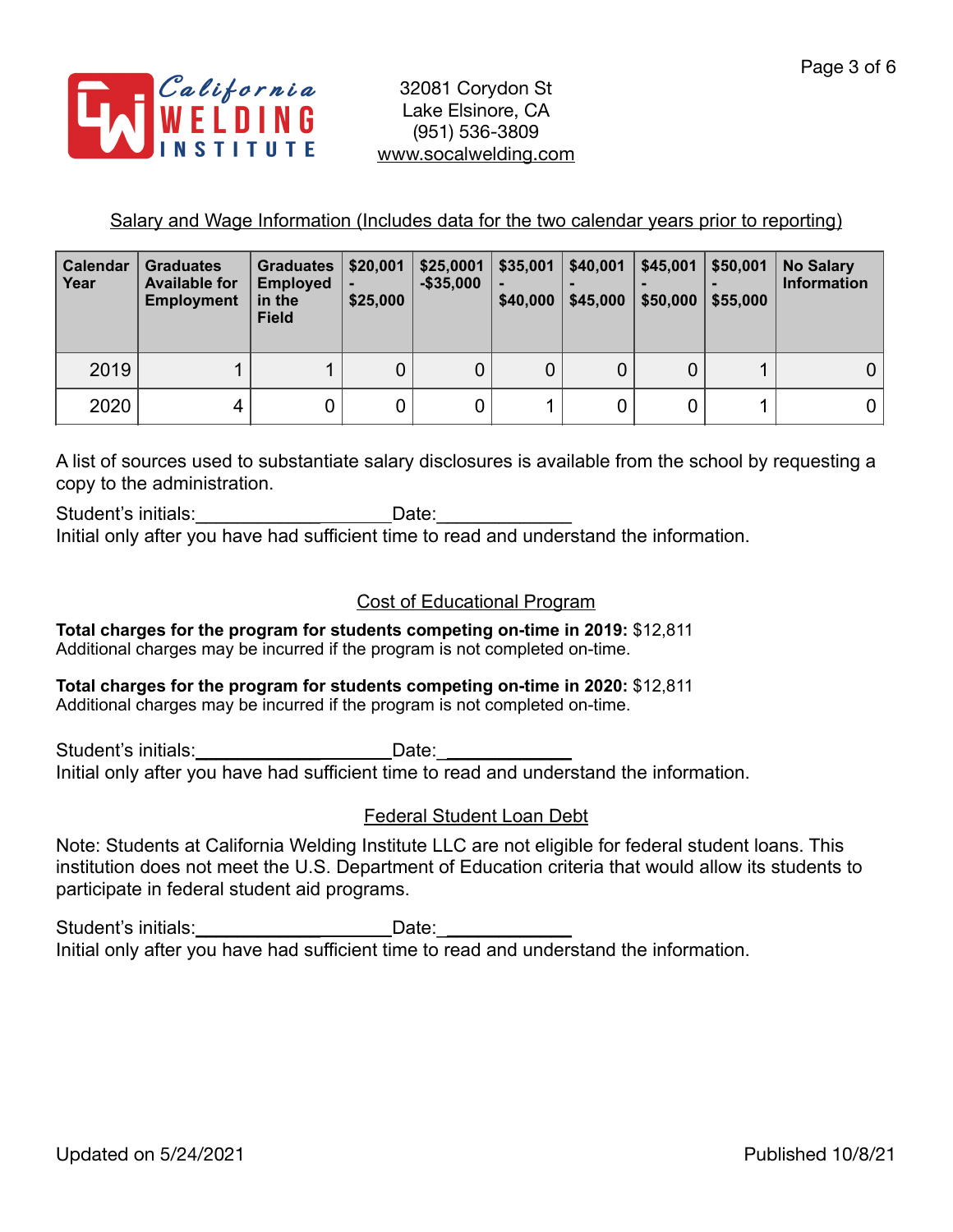California WELDING INSTITUTE

32081 Corydon St
Lake Elsinore, CA
(951) 536-3809
www.socalwelding.com

Salary and Wage Information (Includes data for the two calendar years prior to reporting)

| Calendar Year | Graduates Available for Employment | Graduates Employed in the Field | $20,001 - $25,000 | $25,0001 -$35,000 | $35,001 - $40,000 | $40,001 - $45,000 | $45,001 - $50,000 | $50,001 - $55,000 | No Salary Information |
|---|---|---|---|---|---|---|---|---|---|
| 2019 | 1 | 1 | 0 | 0 | 0 | 0 | 0 | 1 | 0 |
| 2020 | 4 | 0 | 0 | 0 | 1 | 0 | 0 | 1 | 0 |

A list of sources used to substantiate salary disclosures is available from the school by requesting a copy to the administration.

Student's initials:____________________Date:_____________
Initial only after you have had sufficient time to read and understand the information.

Cost of Educational Program

**Total charges for the program for students competing on-time in 2019:** $12,811
Additional charges may be incurred if the program is not completed on-time.

**Total charges for the program for students competing on-time in 2020:** $12,811
Additional charges may be incurred if the program is not completed on-time.

Student's initials:____________________Date:_____________
Initial only after you have had sufficient time to read and understand the information.

Federal Student Loan Debt

Note: Students at California Welding Institute LLC are not eligible for federal student loans. This institution does not meet the U.S. Department of Education criteria that would allow its students to participate in federal student aid programs.

Student's initials:____________________Date:_____________
Initial only after you have had sufficient time to read and understand the information.

Updated on 5/24/2021 Published 10/8/21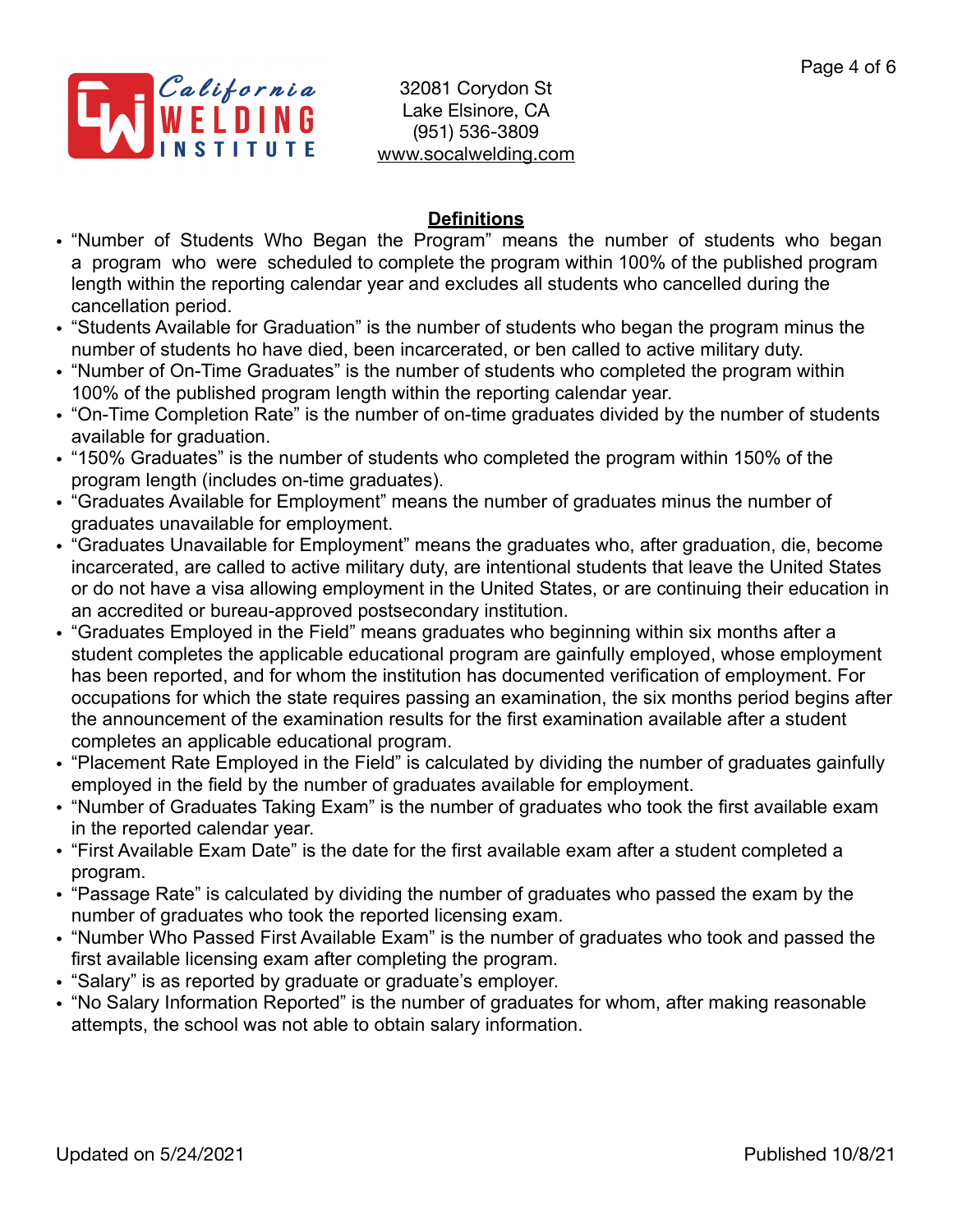32081 Corydon St
Lake Elsinore, CA
(951) 536-3809
www.socalwelding.com

## Definitions

- "Number of Students Who Began the Program" means the number of students who began a program who were scheduled to complete the program within 100% of the published program length within the reporting calendar year and excludes all students who cancelled during the cancellation period.
- "Students Available for Graduation" is the number of students who began the program minus the number of students ho have died, been incarcerated, or ben called to active military duty.
- "Number of On-Time Graduates" is the number of students who completed the program within 100% of the published program length within the reporting calendar year.
- "On-Time Completion Rate" is the number of on-time graduates divided by the number of students available for graduation.
- "150% Graduates" is the number of students who completed the program within 150% of the program length (includes on-time graduates).
- "Graduates Available for Employment" means the number of graduates minus the number of graduates unavailable for employment.
- "Graduates Unavailable for Employment" means the graduates who, after graduation, die, become incarcerated, are called to active military duty, are intentional students that leave the United States or do not have a visa allowing employment in the United States, or are continuing their education in an accredited or bureau-approved postsecondary institution.
- "Graduates Employed in the Field" means graduates who beginning within six months after a student completes the applicable educational program are gainfully employed, whose employment has been reported, and for whom the institution has documented verification of employment. For occupations for which the state requires passing an examination, the six months period begins after the announcement of the examination results for the first examination available after a student completes an applicable educational program.
- "Placement Rate Employed in the Field" is calculated by dividing the number of graduates gainfully employed in the field by the number of graduates available for employment.
- "Number of Graduates Taking Exam" is the number of graduates who took the first available exam in the reported calendar year.
- "First Available Exam Date" is the date for the first available exam after a student completed a program.
- "Passage Rate" is calculated by dividing the number of graduates who passed the exam by the number of graduates who took the reported licensing exam.
- "Number Who Passed First Available Exam" is the number of graduates who took and passed the first available licensing exam after completing the program.
- "Salary" is as reported by graduate or graduate's employer.
- "No Salary Information Reported" is the number of graduates for whom, after making reasonable attempts, the school was not able to obtain salary information.

Updated on 5/24/2021 Published 10/8/21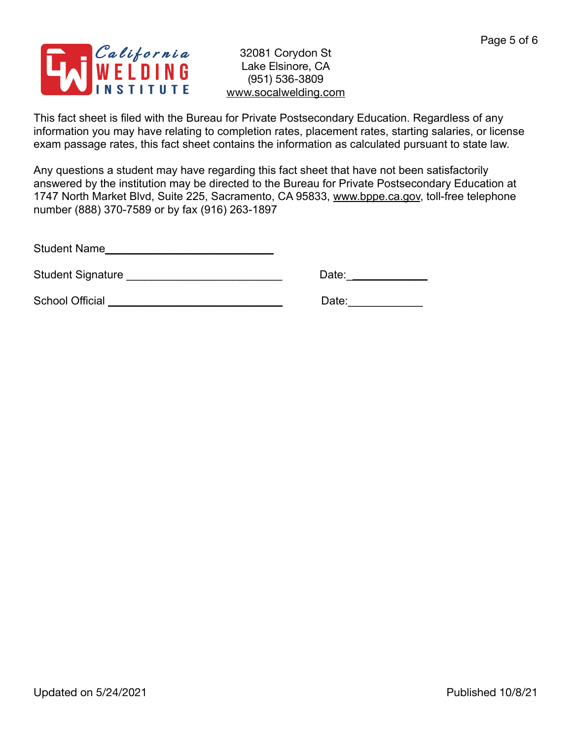California WELDING INSTITUTE

32081 Corydon St
Lake Elsinore, CA
(951) 536-3809
www.socalwelding.com

This fact sheet is filed with the Bureau for Private Postsecondary Education. Regardless of any information you may have relating to completion rates, placement rates, starting salaries, or license exam passage rates, this fact sheet contains the information as calculated pursuant to state law.

Any questions a student may have regarding this fact sheet that have not been satisfactorily answered by the institution may be directed to the Bureau for Private Postsecondary Education at 1747 North Market Blvd, Suite 225, Sacramento, CA 95833, www.bppe.ca.gov, toll-free telephone number (888) 370-7589 or by fax (916) 263-1897

Student Name____________________________

Student Signature ________________________ Date:____________

School Official ____________________________ Date:____________

Updated on 5/24/2021 Published 10/8/21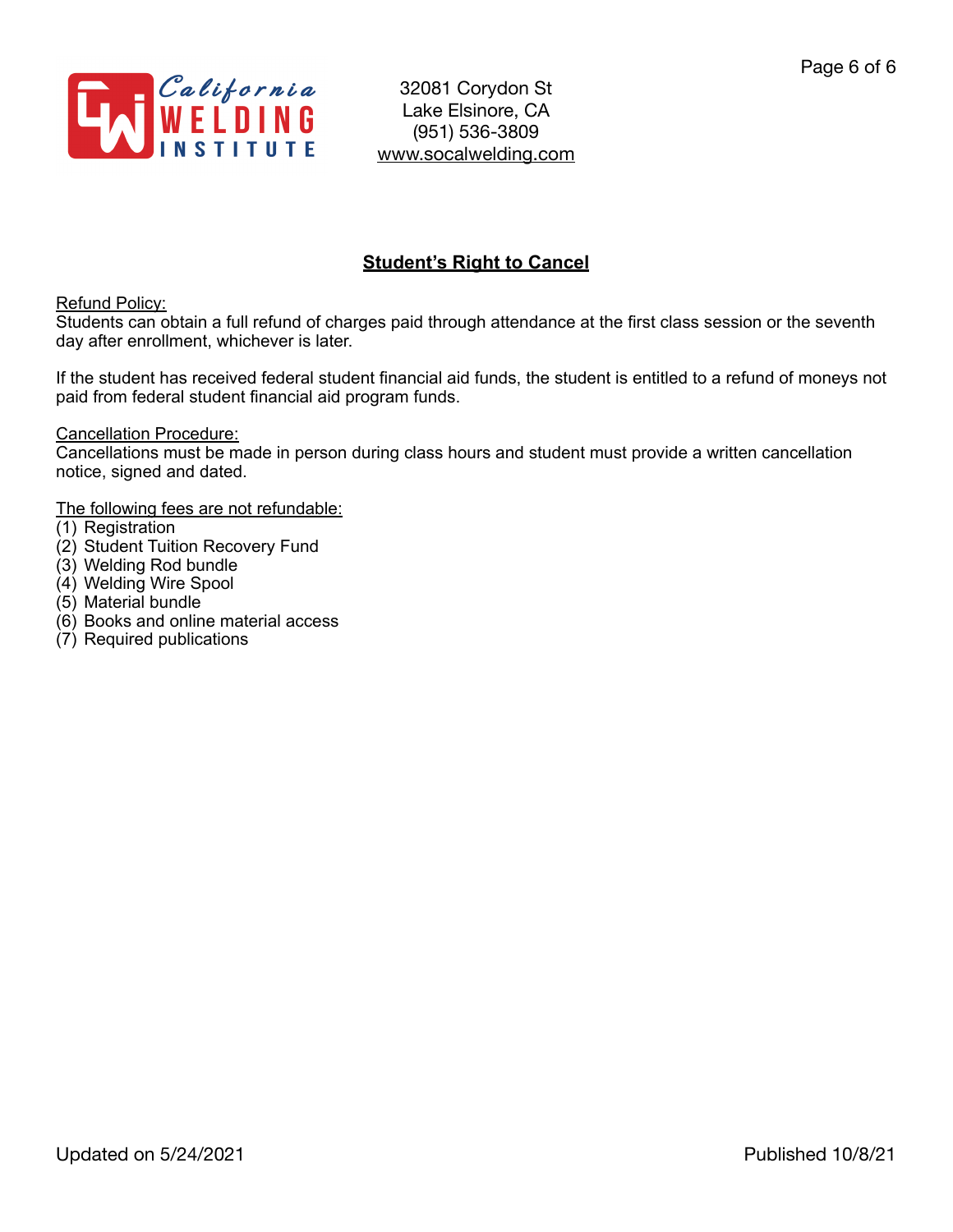California Welding Institute

32081 Corydon St
Lake Elsinore, CA
(951) 536-3809
www.socalwelding.com

## Student's Right to Cancel

Refund Policy:
Students can obtain a full refund of charges paid through attendance at the first class session or the seventh day after enrollment, whichever is later.

If the student has received federal student financial aid funds, the student is entitled to a refund of moneys not paid from federal student financial aid program funds.

Cancellation Procedure:
Cancellations must be made in person during class hours and student must provide a written cancellation notice, signed and dated.

The following fees are not refundable:
(1) Registration
(2) Student Tuition Recovery Fund
(3) Welding Rod bundle
(4) Welding Wire Spool
(5) Material bundle
(6) Books and online material access
(7) Required publications

Updated on 5/24/2021 Published 10/8/21